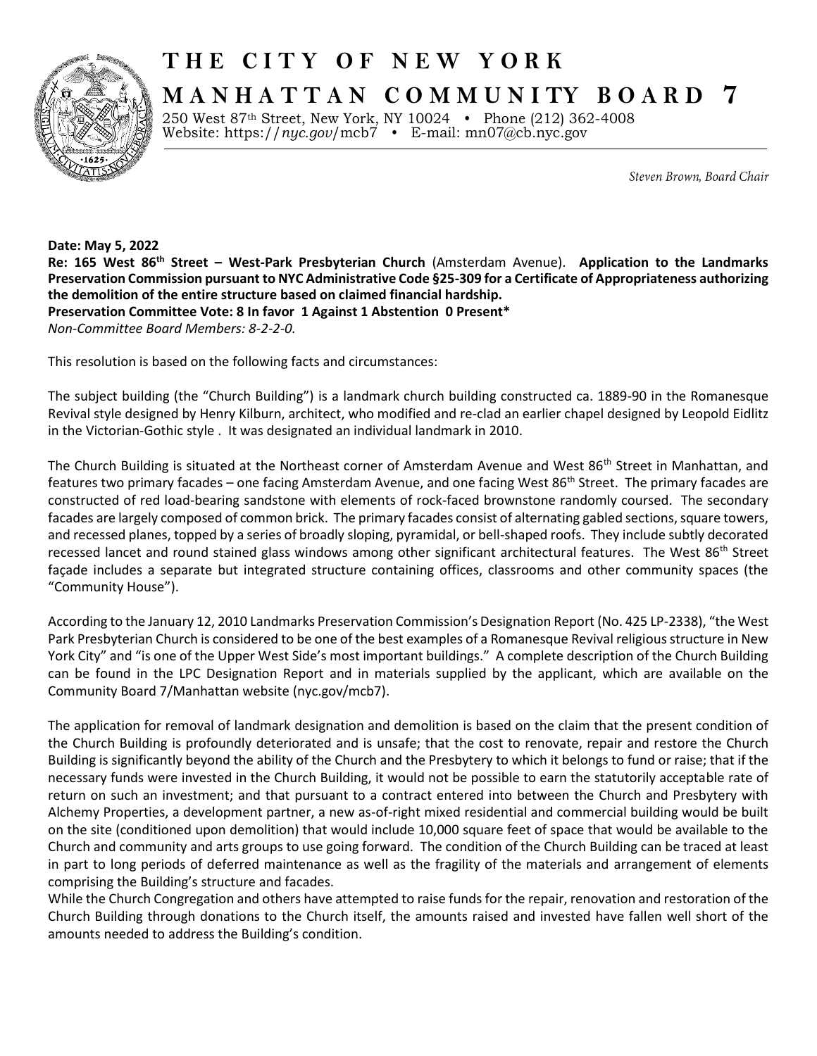# THE CITY OF NEW YORK

## MANHATTAN COMMUNITY BOARD 7

250 West 87th Street, New York, NY 10024 • Phone (212) 362-4008
Website: https://*nyc.gov*/mcb7 • E-mail: mn07@cb.nyc.gov

*Steven Brown, Board Chair*

**Date: May 5, 2022**
**Re: 165 West 86th Street – West-Park Presbyterian Church** (Amsterdam Avenue). **Application to the Landmarks Preservation Commission pursuant to NYC Administrative Code §25-309 for a Certificate of Appropriateness authorizing the demolition of the entire structure based on claimed financial hardship.**
**Preservation Committee Vote: 8 In favor 1 Against 1 Abstention 0 Present***
*Non-Committee Board Members: 8-2-2-0.*

This resolution is based on the following facts and circumstances:

The subject building (the "Church Building") is a landmark church building constructed ca. 1889-90 in the Romanesque Revival style designed by Henry Kilburn, architect, who modified and re-clad an earlier chapel designed by Leopold Eidlitz in the Victorian-Gothic style . It was designated an individual landmark in 2010.

The Church Building is situated at the Northeast corner of Amsterdam Avenue and West 86th Street in Manhattan, and features two primary facades – one facing Amsterdam Avenue, and one facing West 86th Street. The primary facades are constructed of red load-bearing sandstone with elements of rock-faced brownstone randomly coursed. The secondary facades are largely composed of common brick. The primary facades consist of alternating gabled sections, square towers, and recessed planes, topped by a series of broadly sloping, pyramidal, or bell-shaped roofs. They include subtly decorated recessed lancet and round stained glass windows among other significant architectural features. The West 86th Street façade includes a separate but integrated structure containing offices, classrooms and other community spaces (the "Community House").

According to the January 12, 2010 Landmarks Preservation Commission's Designation Report (No. 425 LP-2338), "the West Park Presbyterian Church is considered to be one of the best examples of a Romanesque Revival religious structure in New York City" and "is one of the Upper West Side's most important buildings." A complete description of the Church Building can be found in the LPC Designation Report and in materials supplied by the applicant, which are available on the Community Board 7/Manhattan website (nyc.gov/mcb7).

The application for removal of landmark designation and demolition is based on the claim that the present condition of the Church Building is profoundly deteriorated and is unsafe; that the cost to renovate, repair and restore the Church Building is significantly beyond the ability of the Church and the Presbytery to which it belongs to fund or raise; that if the necessary funds were invested in the Church Building, it would not be possible to earn the statutorily acceptable rate of return on such an investment; and that pursuant to a contract entered into between the Church and Presbytery with Alchemy Properties, a development partner, a new as-of-right mixed residential and commercial building would be built on the site (conditioned upon demolition) that would include 10,000 square feet of space that would be available to the Church and community and arts groups to use going forward. The condition of the Church Building can be traced at least in part to long periods of deferred maintenance as well as the fragility of the materials and arrangement of elements comprising the Building's structure and facades.

While the Church Congregation and others have attempted to raise funds for the repair, renovation and restoration of the Church Building through donations to the Church itself, the amounts raised and invested have fallen well short of the amounts needed to address the Building's condition.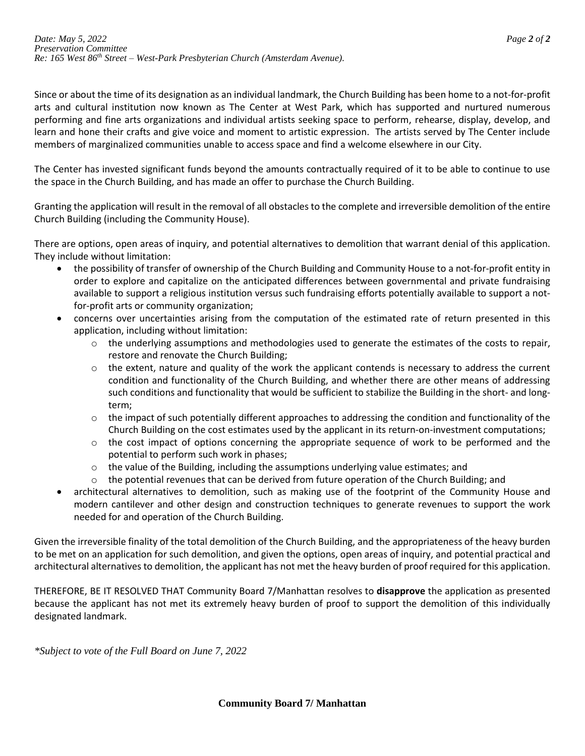Since or about the time of its designation as an individual landmark, the Church Building has been home to a not-for-profit arts and cultural institution now known as The Center at West Park, which has supported and nurtured numerous performing and fine arts organizations and individual artists seeking space to perform, rehearse, display, develop, and learn and hone their crafts and give voice and moment to artistic expression. The artists served by The Center include members of marginalized communities unable to access space and find a welcome elsewhere in our City.

The Center has invested significant funds beyond the amounts contractually required of it to be able to continue to use the space in the Church Building, and has made an offer to purchase the Church Building.

Granting the application will result in the removal of all obstacles to the complete and irreversible demolition of the entire Church Building (including the Community House).

There are options, open areas of inquiry, and potential alternatives to demolition that warrant denial of this application. They include without limitation:

- the possibility of transfer of ownership of the Church Building and Community House to a not-for-profit entity in order to explore and capitalize on the anticipated differences between governmental and private fundraising available to support a religious institution versus such fundraising efforts potentially available to support a not-for-profit arts or community organization;
- concerns over uncertainties arising from the computation of the estimated rate of return presented in this application, including without limitation:
    - the underlying assumptions and methodologies used to generate the estimates of the costs to repair, restore and renovate the Church Building;
    - the extent, nature and quality of the work the applicant contends is necessary to address the current condition and functionality of the Church Building, and whether there are other means of addressing such conditions and functionality that would be sufficient to stabilize the Building in the short- and long-term;
    - the impact of such potentially different approaches to addressing the condition and functionality of the Church Building on the cost estimates used by the applicant in its return-on-investment computations;
    - the cost impact of options concerning the appropriate sequence of work to be performed and the potential to perform such work in phases;
    - the value of the Building, including the assumptions underlying value estimates; and
    - the potential revenues that can be derived from future operation of the Church Building; and
- architectural alternatives to demolition, such as making use of the footprint of the Community House and modern cantilever and other design and construction techniques to generate revenues to support the work needed for and operation of the Church Building.

Given the irreversible finality of the total demolition of the Church Building, and the appropriateness of the heavy burden to be met on an application for such demolition, and given the options, open areas of inquiry, and potential practical and architectural alternatives to demolition, the applicant has not met the heavy burden of proof required for this application.

THEREFORE, BE IT RESOLVED THAT Community Board 7/Manhattan resolves to **disapprove** the application as presented because the applicant has not met its extremely heavy burden of proof to support the demolition of this individually designated landmark.

*\*Subject to vote of the Full Board on June 7, 2022*

**Community Board 7/ Manhattan**